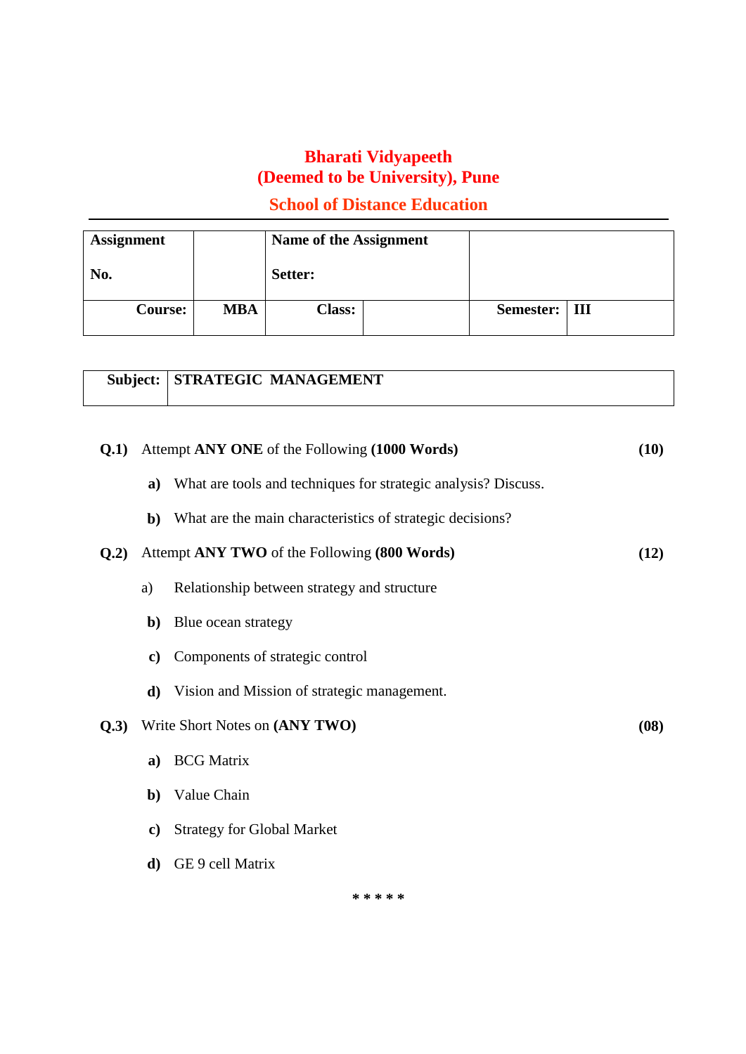# Bharati Vidyapeeth
# (Deemed to be University), Pune
## School of Distance Education

| **Assignment No.** | | **Name of the Assignment Setter:** | | | |
|---|---|---|---|---|---|
| **Course:** | **MBA** | **Class:** | | **Semester:** | **III** |

| **Subject:** | **STRATEGIC MANAGEMENT** |
|---|---|

**Q.1)** Attempt **ANY ONE** of the Following **(1000 Words)** **(10)**

- **a)** What are tools and techniques for strategic analysis? Discuss.
- **b)** What are the main characteristics of strategic decisions?

**Q.2)** Attempt **ANY TWO** of the Following **(800 Words)** **(12)**

- a) Relationship between strategy and structure
- **b)** Blue ocean strategy
- **c)** Components of strategic control
- **d)** Vision and Mission of strategic management.

**Q.3)** Write Short Notes on **(ANY TWO)** **(08)**

- **a)** BCG Matrix
- **b)** Value Chain
- **c)** Strategy for Global Market
- **d)** GE 9 cell Matrix

\* \* \* \* \*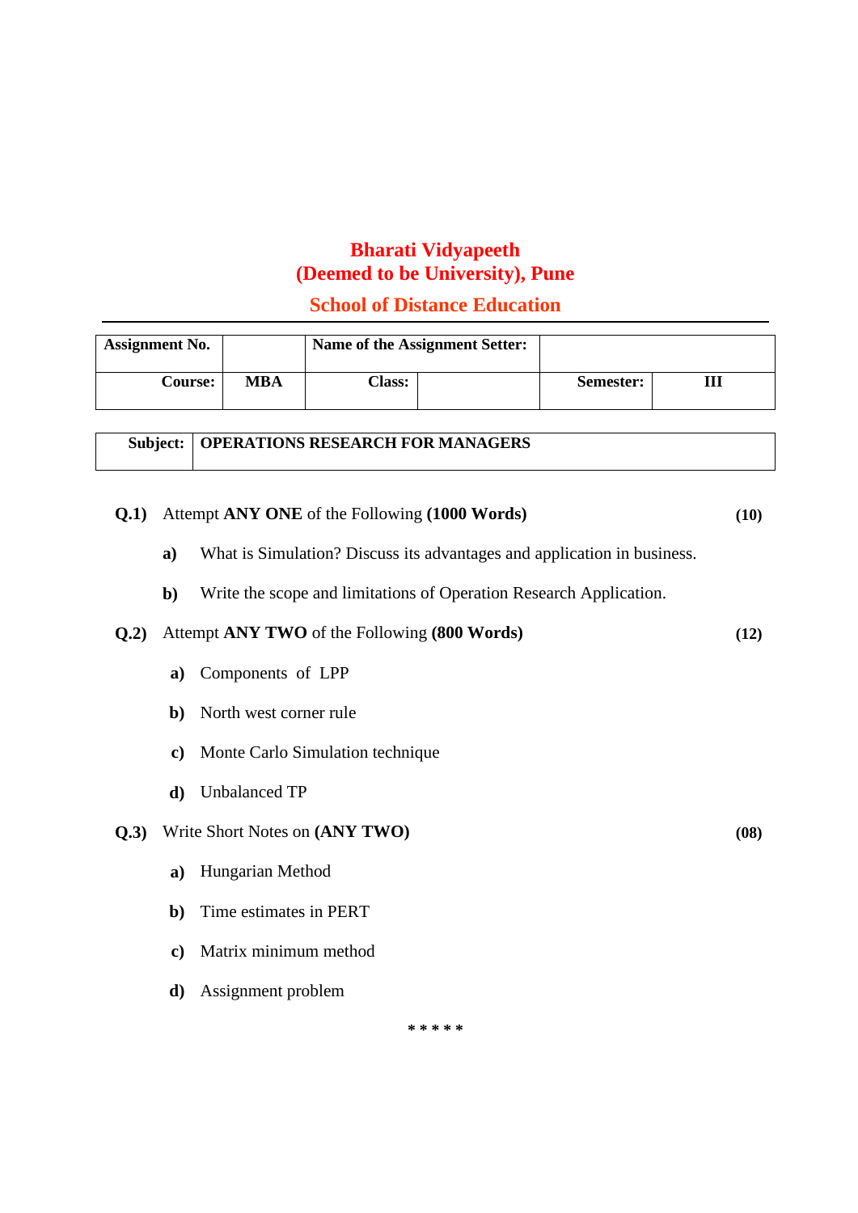# Bharati Vidyapeeth
# (Deemed to be University), Pune

## School of Distance Education

| Assignment No. | | Name of the Assignment Setter: | | | |
|---|---|---|---|---|---|
| Course: | MBA | Class: | | Semester: | III |

| Subject: | OPERATIONS RESEARCH FOR MANAGERS |
|---|---|

**Q.1)** Attempt **ANY ONE** of the Following **(1000 Words)** **(10)**

- **a)** What is Simulation? Discuss its advantages and application in business.
- **b)** Write the scope and limitations of Operation Research Application.

**Q.2)** Attempt **ANY TWO** of the Following **(800 Words)** **(12)**

- **a)** Components of LPP
- **b)** North west corner rule
- **c)** Monte Carlo Simulation technique
- **d)** Unbalanced TP

**Q.3)** Write Short Notes on **(ANY TWO)** **(08)**

- **a)** Hungarian Method
- **b)** Time estimates in PERT
- **c)** Matrix minimum method
- **d)** Assignment problem

\* \* \* \* \*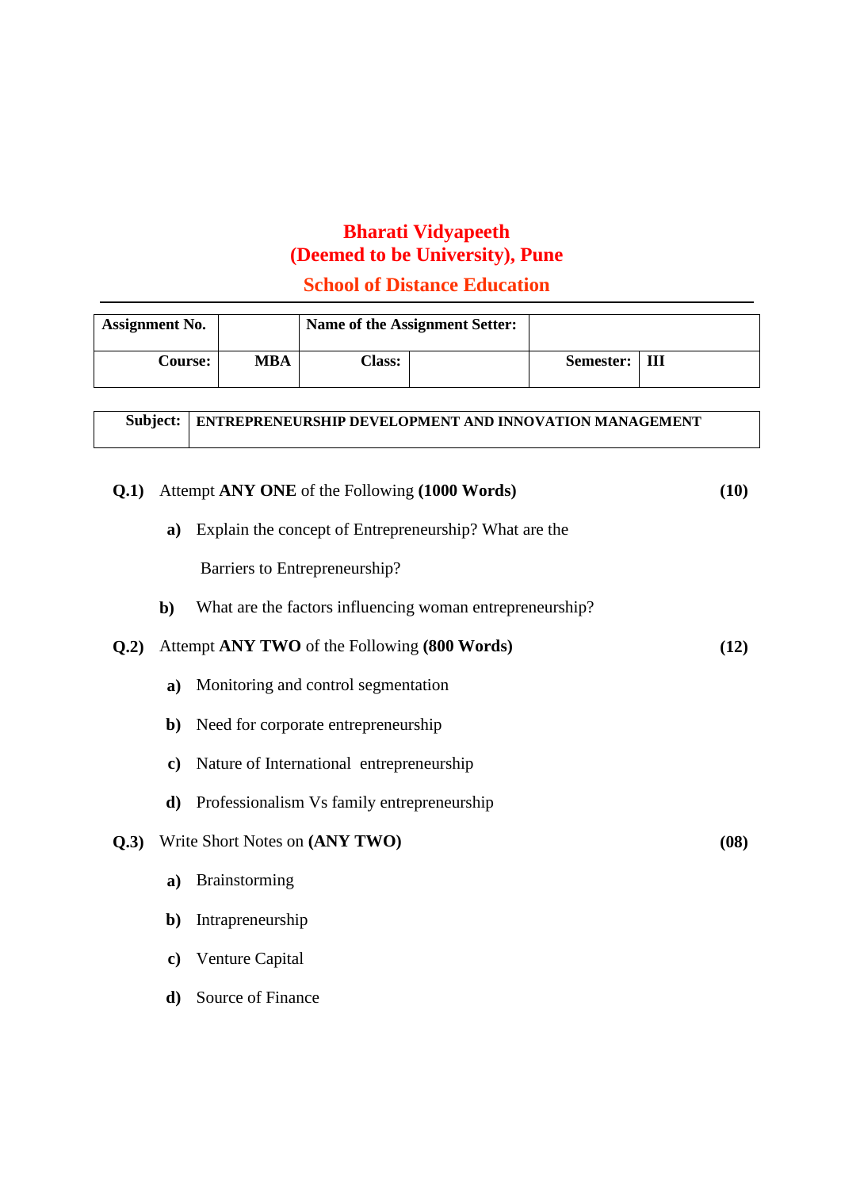# Bharati Vidyapeeth
# (Deemed to be University), Pune
## School of Distance Education

| Assignment No. | | Name of the Assignment Setter: | | | |
|---|---|---|---|---|---|
| Course: | MBA | Class: | | Semester: | III |

| Subject: | ENTREPRENEURSHIP DEVELOPMENT AND INNOVATION MANAGEMENT |
|---|---|

**Q.1)** Attempt **ANY ONE** of the Following **(1000 Words)** **(10)**

**a)** Explain the concept of Entrepreneurship? What are the Barriers to Entrepreneurship?

**b)** What are the factors influencing woman entrepreneurship?

**Q.2)** Attempt **ANY TWO** of the Following **(800 Words)** **(12)**

**a)** Monitoring and control segmentation

**b)** Need for corporate entrepreneurship

**c)** Nature of International entrepreneurship

**d)** Professionalism Vs family entrepreneurship

**Q.3)** Write Short Notes on **(ANY TWO)** **(08)**

**a)** Brainstorming

**b)** Intrapreneurship

**c)** Venture Capital

**d)** Source of Finance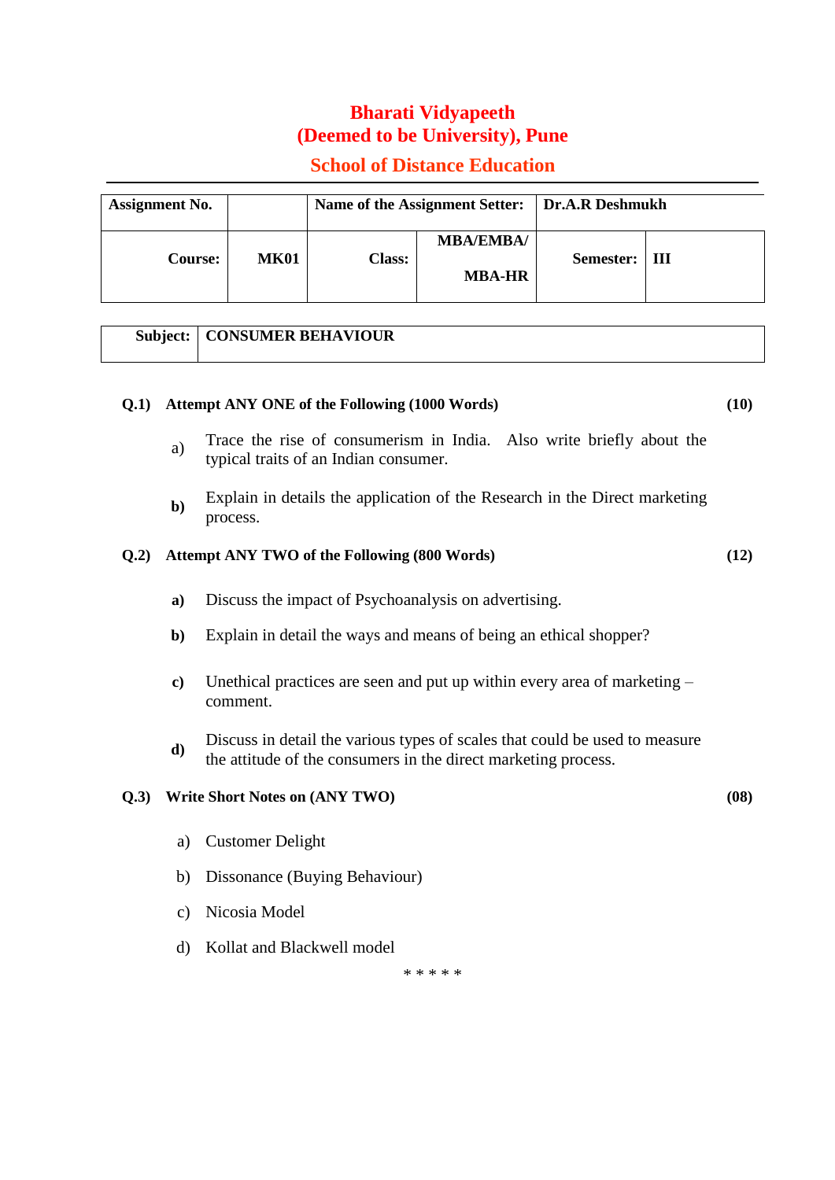# Bharati Vidyapeeth
# (Deemed to be University), Pune
## School of Distance Education

| **Assignment No.** | | **Name of the Assignment Setter:** | **Dr.A.R Deshmukh** | | |
|---|---|---|---|---|---|
| **Course:** | **MK01** | **Class:** | **MBA/EMBA/ MBA-HR** | **Semester:** | **III** |

| **Subject:** | **CONSUMER BEHAVIOUR** |
|---|---|

**Q.1) Attempt ANY ONE of the Following (1000 Words)** **(10)**

a) Trace the rise of consumerism in India. Also write briefly about the typical traits of an Indian consumer.

**b)** Explain in details the application of the Research in the Direct marketing process.

**Q.2) Attempt ANY TWO of the Following (800 Words)** **(12)**

**a)** Discuss the impact of Psychoanalysis on advertising.

**b)** Explain in detail the ways and means of being an ethical shopper?

**c)** Unethical practices are seen and put up within every area of marketing – comment.

**d)** Discuss in detail the various types of scales that could be used to measure the attitude of the consumers in the direct marketing process.

**Q.3) Write Short Notes on (ANY TWO)** **(08)**

a) Customer Delight

b) Dissonance (Buying Behaviour)

c) Nicosia Model

d) Kollat and Blackwell model

\* \* \* \* \*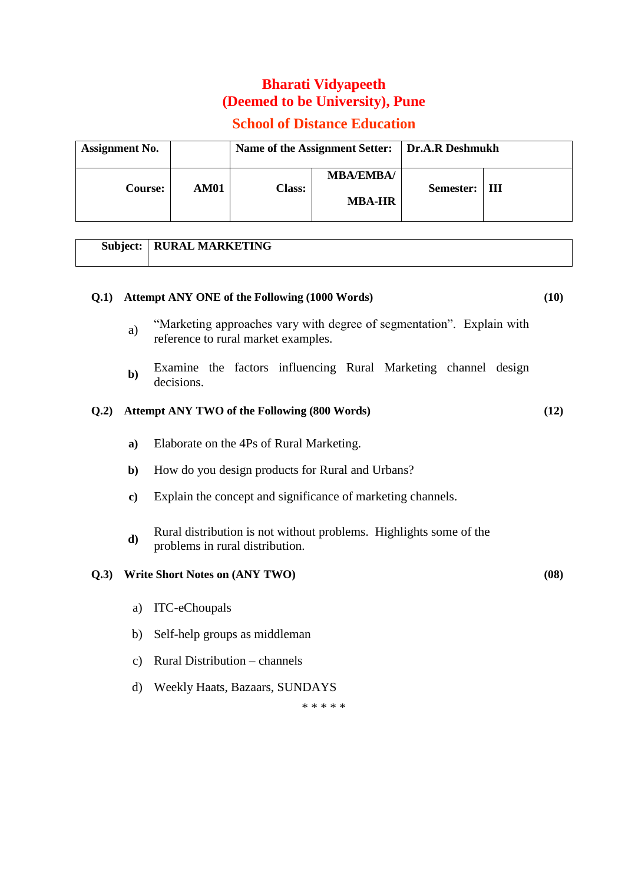# Bharati Vidyapeeth
# (Deemed to be University), Pune
## School of Distance Education

| Assignment No. | | Name of the Assignment Setter: | | Dr.A.R Deshmukh | |
|---|---|---|---|---|---|
| **Course:** | **AM01** | **Class:** | **MBA/EMBA/ MBA-HR** | **Semester:** | **III** |

| Subject: | RURAL MARKETING |
|---|---|

**Q.1) Attempt ANY ONE of the Following (1000 Words)** **(10)**

a) "Marketing approaches vary with degree of segmentation". Explain with reference to rural market examples.

**b)** Examine the factors influencing Rural Marketing channel design decisions.

**Q.2) Attempt ANY TWO of the Following (800 Words)** **(12)**

**a)** Elaborate on the 4Ps of Rural Marketing.

**b)** How do you design products for Rural and Urbans?

**c)** Explain the concept and significance of marketing channels.

**d)** Rural distribution is not without problems. Highlights some of the problems in rural distribution.

**Q.3) Write Short Notes on (ANY TWO)** **(08)**

a) ITC-eChoupals

b) Self-help groups as middleman

c) Rural Distribution – channels

d) Weekly Haats, Bazaars, SUNDAYS

\* \* \* \* \*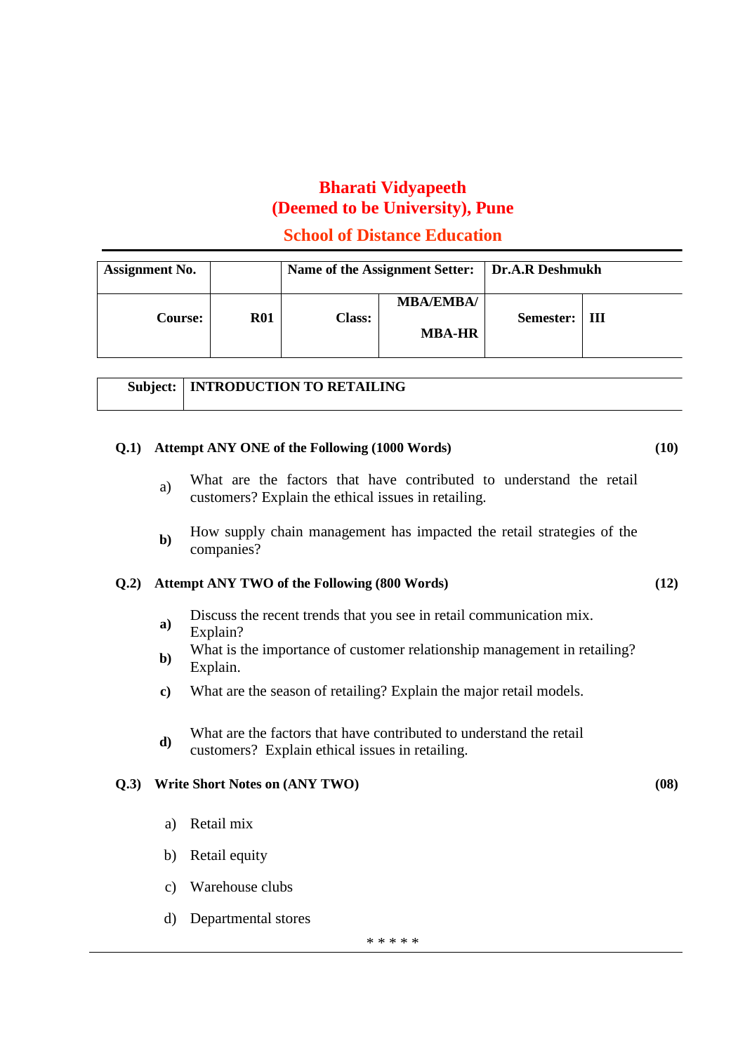# Bharati Vidyapeeth
# (Deemed to be University), Pune
## School of Distance Education

| Assignment No. | | Name of the Assignment Setter: | | Dr.A.R Deshmukh | |
|---|---|---|---|---|---|
| **Course:** | **R01** | **Class:** | **MBA/EMBA/ MBA-HR** | **Semester:** | **III** |

| **Subject:** | **INTRODUCTION TO RETAILING** |
|---|---|

**Q.1) Attempt ANY ONE of the Following (1000 Words)** **(10)**

a) What are the factors that have contributed to understand the retail customers? Explain the ethical issues in retailing.

**b)** How supply chain management has impacted the retail strategies of the companies?

**Q.2) Attempt ANY TWO of the Following (800 Words)** **(12)**

**a)** Discuss the recent trends that you see in retail communication mix. Explain?

**b)** What is the importance of customer relationship management in retailing? Explain.

**c)** What are the season of retailing? Explain the major retail models.

**d)** What are the factors that have contributed to understand the retail customers? Explain ethical issues in retailing.

**Q.3) Write Short Notes on (ANY TWO)** **(08)**

a) Retail mix

b) Retail equity

c) Warehouse clubs

d) Departmental stores

* * * * *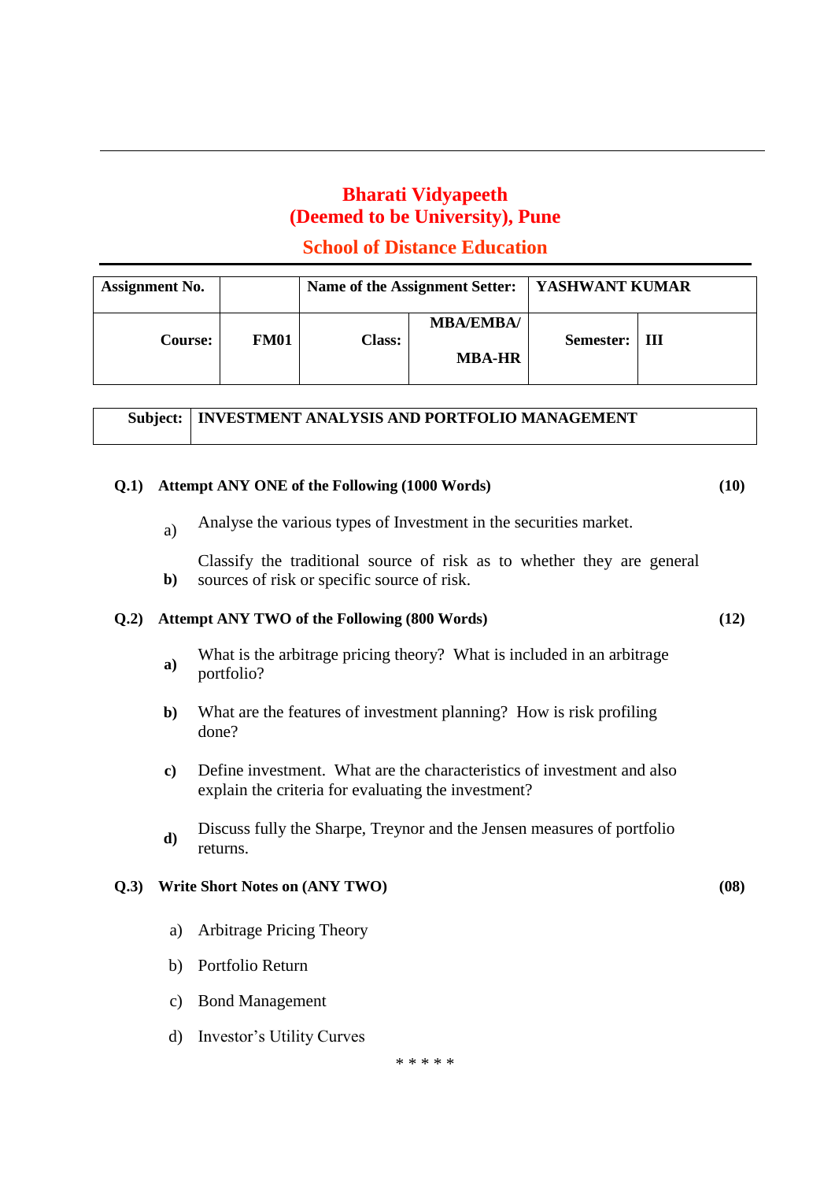# Bharati Vidyapeeth
# (Deemed to be University), Pune
## School of Distance Education

| Assignment No. | | Name of the Assignment Setter: | | YASHWANT KUMAR | |
|---|---|---|---|---|---|
| Course: | FM01 | Class: | MBA/EMBA/ MBA-HR | Semester: | III |

| Subject: | INVESTMENT ANALYSIS AND PORTFOLIO MANAGEMENT |
|---|---|

**Q.1) Attempt ANY ONE of the Following (1000 Words)** **(10)**

a) Analyse the various types of Investment in the securities market.

**b)** Classify the traditional source of risk as to whether they are general sources of risk or specific source of risk.

**Q.2) Attempt ANY TWO of the Following (800 Words)** **(12)**

**a)** What is the arbitrage pricing theory? What is included in an arbitrage portfolio?

**b)** What are the features of investment planning? How is risk profiling done?

**c)** Define investment. What are the characteristics of investment and also explain the criteria for evaluating the investment?

**d)** Discuss fully the Sharpe, Treynor and the Jensen measures of portfolio returns.

**Q.3) Write Short Notes on (ANY TWO)** **(08)**

a) Arbitrage Pricing Theory

b) Portfolio Return

c) Bond Management

d) Investor's Utility Curves

\* \* \* \* \*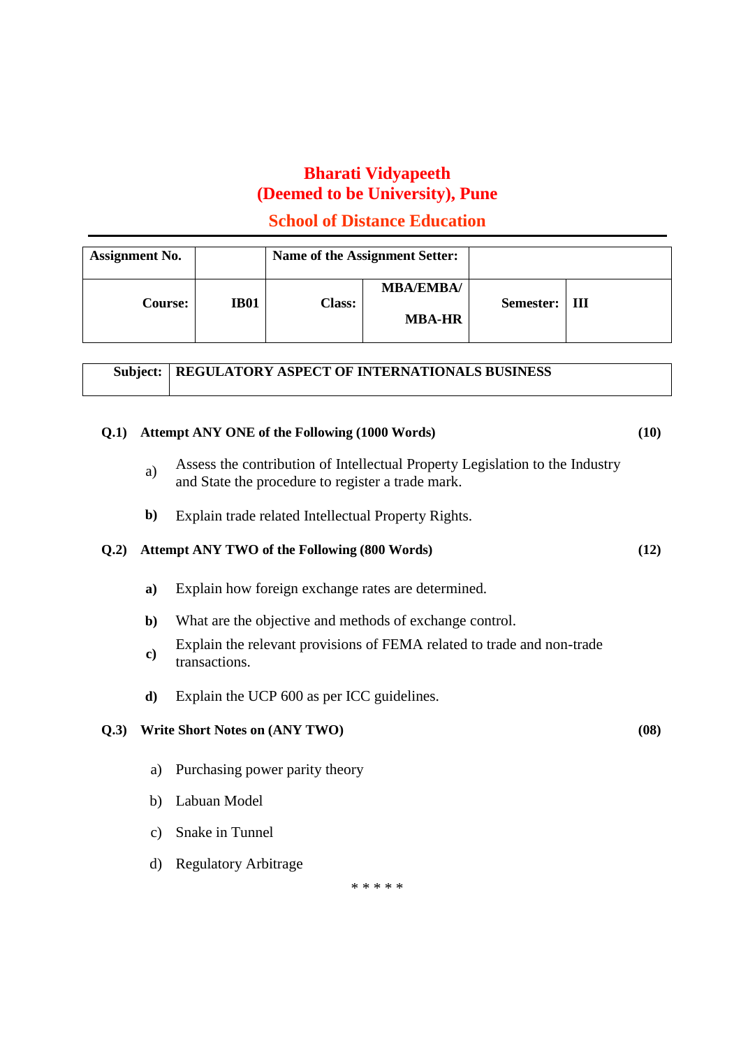# Bharati Vidyapeeth
# (Deemed to be University), Pune

## School of Distance Education

| Assignment No. | | Name of the Assignment Setter: | | | |
|---|---|---|---|---|---|
| **Course:** | **IB01** | **Class:** | **MBA/EMBA/ MBA-HR** | **Semester:** | **III** |

| **Subject:** | **REGULATORY ASPECT OF INTERNATIONALS BUSINESS** |
|---|---|

**Q.1) Attempt ANY ONE of the Following (1000 Words)** **(10)**

a) Assess the contribution of Intellectual Property Legislation to the Industry and State the procedure to register a trade mark.

**b)** Explain trade related Intellectual Property Rights.

**Q.2) Attempt ANY TWO of the Following (800 Words)** **(12)**

**a)** Explain how foreign exchange rates are determined.

**b)** What are the objective and methods of exchange control.

**c)** Explain the relevant provisions of FEMA related to trade and non-trade transactions.

**d)** Explain the UCP 600 as per ICC guidelines.

**Q.3) Write Short Notes on (ANY TWO)** **(08)**

a) Purchasing power parity theory

b) Labuan Model

c) Snake in Tunnel

d) Regulatory Arbitrage

* * * * *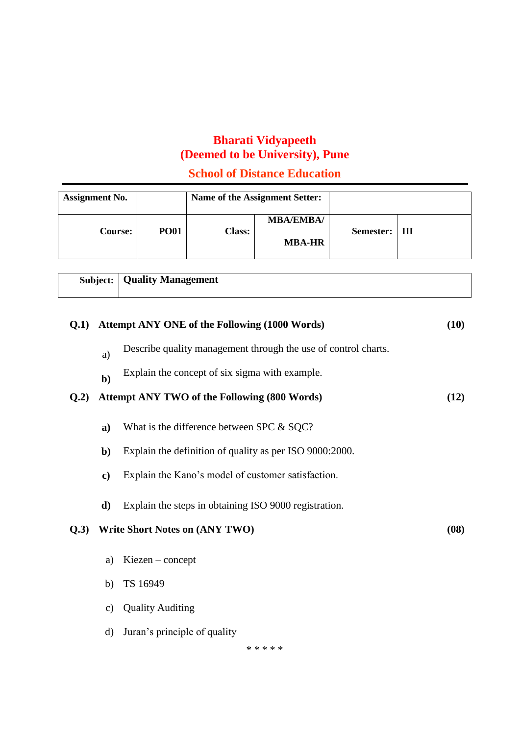# Bharati Vidyapeeth
# (Deemed to be University), Pune
## School of Distance Education

| Assignment No. | | Name of the Assignment Setter: | | | |
|---|---|---|---|---|---|
| **Course:** | **PO01** | **Class:** | **MBA/EMBA/ MBA-HR** | **Semester:** | **III** |

| **Subject:** | **Quality Management** |
|---|---|

**Q.1) Attempt ANY ONE of the Following (1000 Words) (10)**

a) Describe quality management through the use of control charts.

**b)** Explain the concept of six sigma with example.

**Q.2) Attempt ANY TWO of the Following (800 Words) (12)**

**a)** What is the difference between SPC & SQC?

**b)** Explain the definition of quality as per ISO 9000:2000.

**c)** Explain the Kano's model of customer satisfaction.

**d)** Explain the steps in obtaining ISO 9000 registration.

**Q.3) Write Short Notes on (ANY TWO) (08)**

a) Kiezen – concept

b) TS 16949

c) Quality Auditing

d) Juran's principle of quality

* * * * *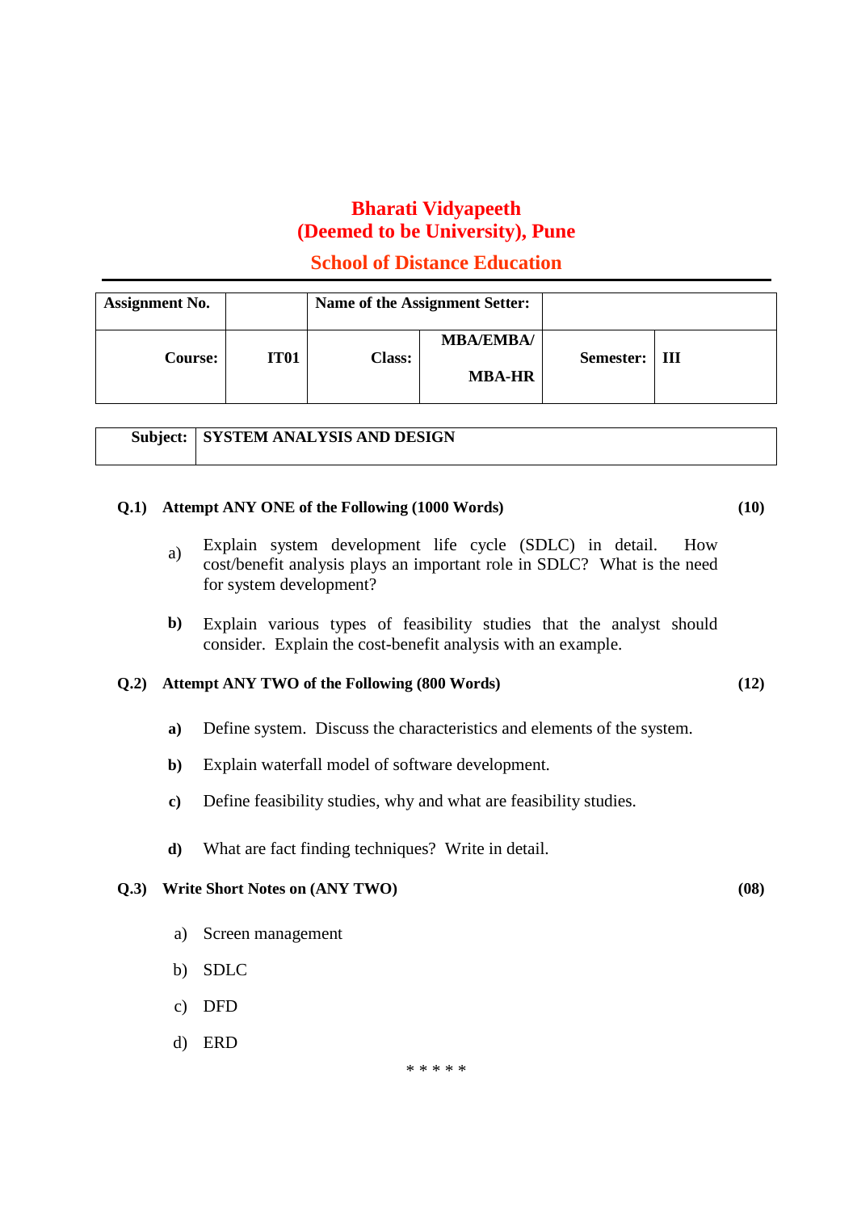# Bharati Vidyapeeth
# (Deemed to be University), Pune

## School of Distance Education

| Assignment No. | | Name of the Assignment Setter: | | | |
|---|---|---|---|---|---|
| Course: | IT01 | Class: | MBA/EMBA/ MBA-HR | Semester: | III |

| Subject: | SYSTEM ANALYSIS AND DESIGN |
|---|---|

**Q.1) Attempt ANY ONE of the Following (1000 Words)** **(10)**

a) Explain system development life cycle (SDLC) in detail. How cost/benefit analysis plays an important role in SDLC? What is the need for system development?

**b)** Explain various types of feasibility studies that the analyst should consider. Explain the cost-benefit analysis with an example.

**Q.2) Attempt ANY TWO of the Following (800 Words)** **(12)**

**a)** Define system. Discuss the characteristics and elements of the system.

**b)** Explain waterfall model of software development.

**c)** Define feasibility studies, why and what are feasibility studies.

**d)** What are fact finding techniques? Write in detail.

**Q.3) Write Short Notes on (ANY TWO)** **(08)**

a) Screen management

b) SDLC

c) DFD

d) ERD

* * * * *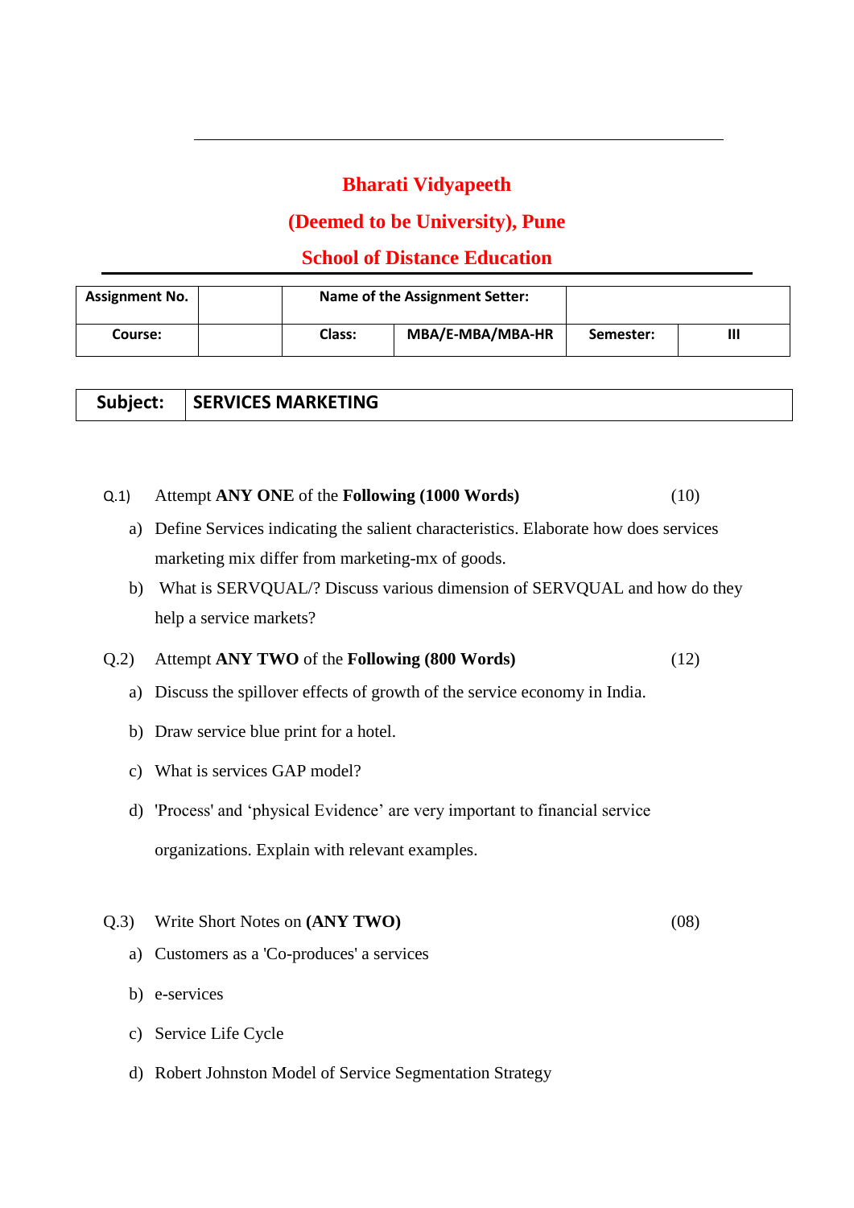# Bharati Vidyapeeth

## (Deemed to be University), Pune

## School of Distance Education

| Assignment No. | | Name of the Assignment Setter: | | | |
|---|---|---|---|---|---|
| Course: | | Class: | MBA/E-MBA/MBA-HR | Semester: | III |

| Subject: | SERVICES MARKETING |
|---|---|

Q.1) Attempt **ANY ONE** of the **Following (1000 Words)** (10)

a) Define Services indicating the salient characteristics. Elaborate how does services marketing mix differ from marketing-mx of goods.

b) What is SERVQUAL/? Discuss various dimension of SERVQUAL and how do they help a service markets?

Q.2) Attempt **ANY TWO** of the **Following (800 Words)** (12)

a) Discuss the spillover effects of growth of the service economy in India.

b) Draw service blue print for a hotel.

c) What is services GAP model?

d) 'Process' and 'physical Evidence' are very important to financial service organizations. Explain with relevant examples.

Q.3) Write Short Notes on **(ANY TWO)** (08)

a) Customers as a 'Co-produces' a services

b) e-services

c) Service Life Cycle

d) Robert Johnston Model of Service Segmentation Strategy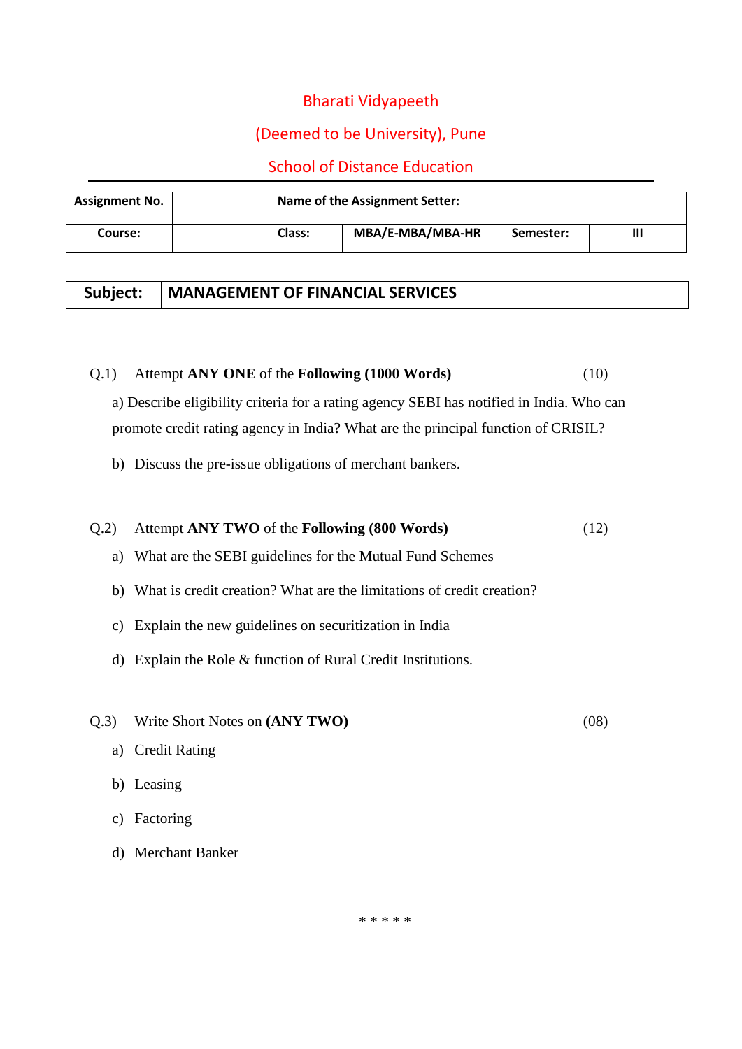# Bharati Vidyapeeth

## (Deemed to be University), Pune

## School of Distance Education

| Assignment No. | | Name of the Assignment Setter: | | | |
|---|---|---|---|---|---|
| Course: | | Class: | MBA/E-MBA/MBA-HR | Semester: | III |

| Subject: | MANAGEMENT OF FINANCIAL SERVICES |
|---|---|

Q.1) Attempt **ANY ONE** of the **Following (1000 Words)** (10)

a) Describe eligibility criteria for a rating agency SEBI has notified in India. Who can promote credit rating agency in India? What are the principal function of CRISIL?

b) Discuss the pre-issue obligations of merchant bankers.

Q.2) Attempt **ANY TWO** of the **Following (800 Words)** (12)

a) What are the SEBI guidelines for the Mutual Fund Schemes

b) What is credit creation? What are the limitations of credit creation?

c) Explain the new guidelines on securitization in India

d) Explain the Role & function of Rural Credit Institutions.

Q.3) Write Short Notes on **(ANY TWO)** (08)

a) Credit Rating

b) Leasing

c) Factoring

d) Merchant Banker

\* \* \* \* \*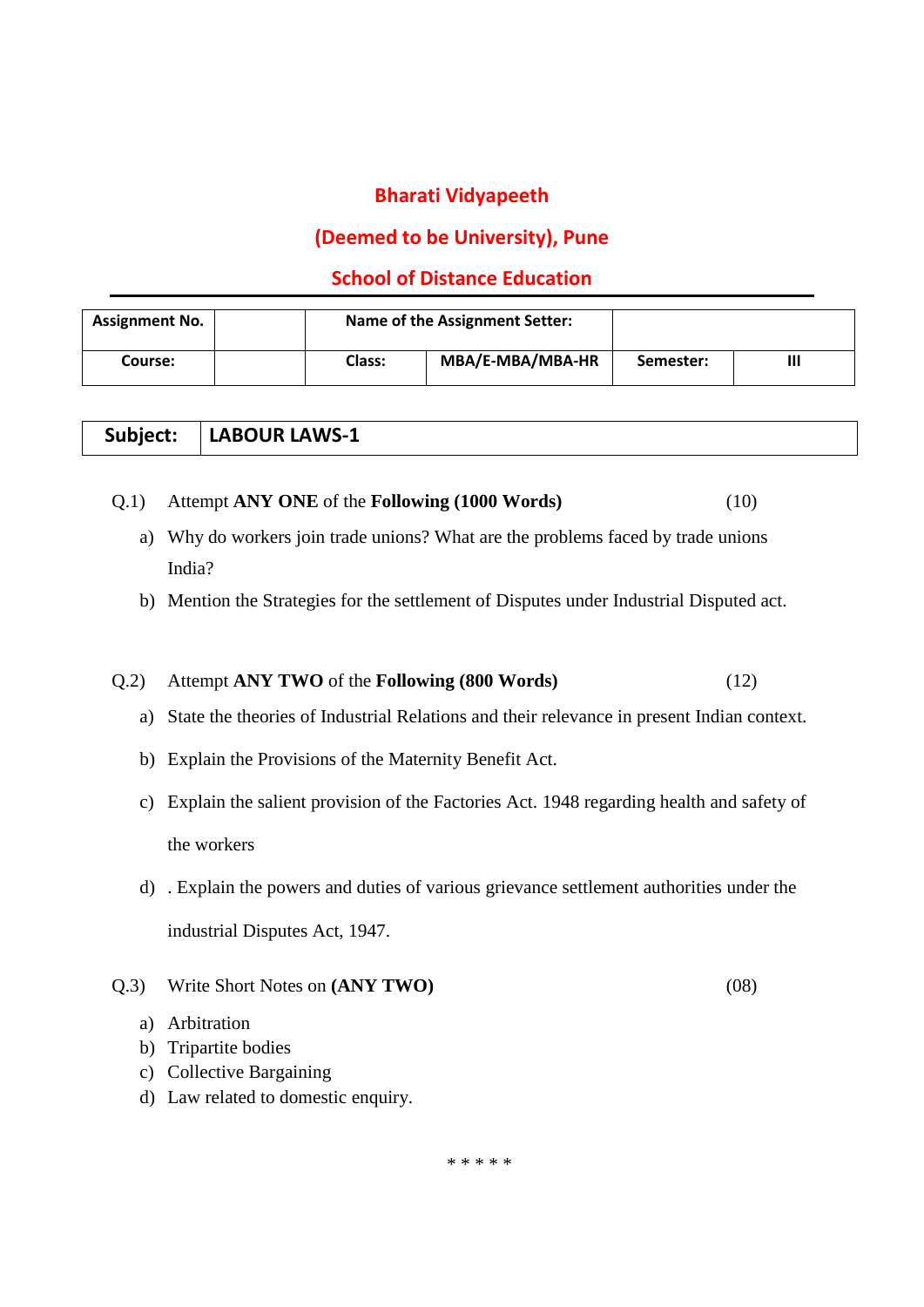# Bharati Vidyapeeth

## (Deemed to be University), Pune

## School of Distance Education

---

| Assignment No. | | Name of the Assignment Setter: | | | |
|---|---|---|---|---|---|
| Course: | | Class: | MBA/E-MBA/MBA-HR | Semester: | III |

| Subject: | LABOUR LAWS-1 |
|---|---|

Q.1) Attempt **ANY ONE** of the **Following (1000 Words)** (10)

a) Why do workers join trade unions? What are the problems faced by trade unions India?

b) Mention the Strategies for the settlement of Disputes under Industrial Disputed act.

Q.2) Attempt **ANY TWO** of the **Following (800 Words)** (12)

a) State the theories of Industrial Relations and their relevance in present Indian context.

b) Explain the Provisions of the Maternity Benefit Act.

c) Explain the salient provision of the Factories Act. 1948 regarding health and safety of the workers

d) . Explain the powers and duties of various grievance settlement authorities under the industrial Disputes Act, 1947.

Q.3) Write Short Notes on **(ANY TWO)** (08)

a) Arbitration
b) Tripartite bodies
c) Collective Bargaining
d) Law related to domestic enquiry.

\* \* \* \* \*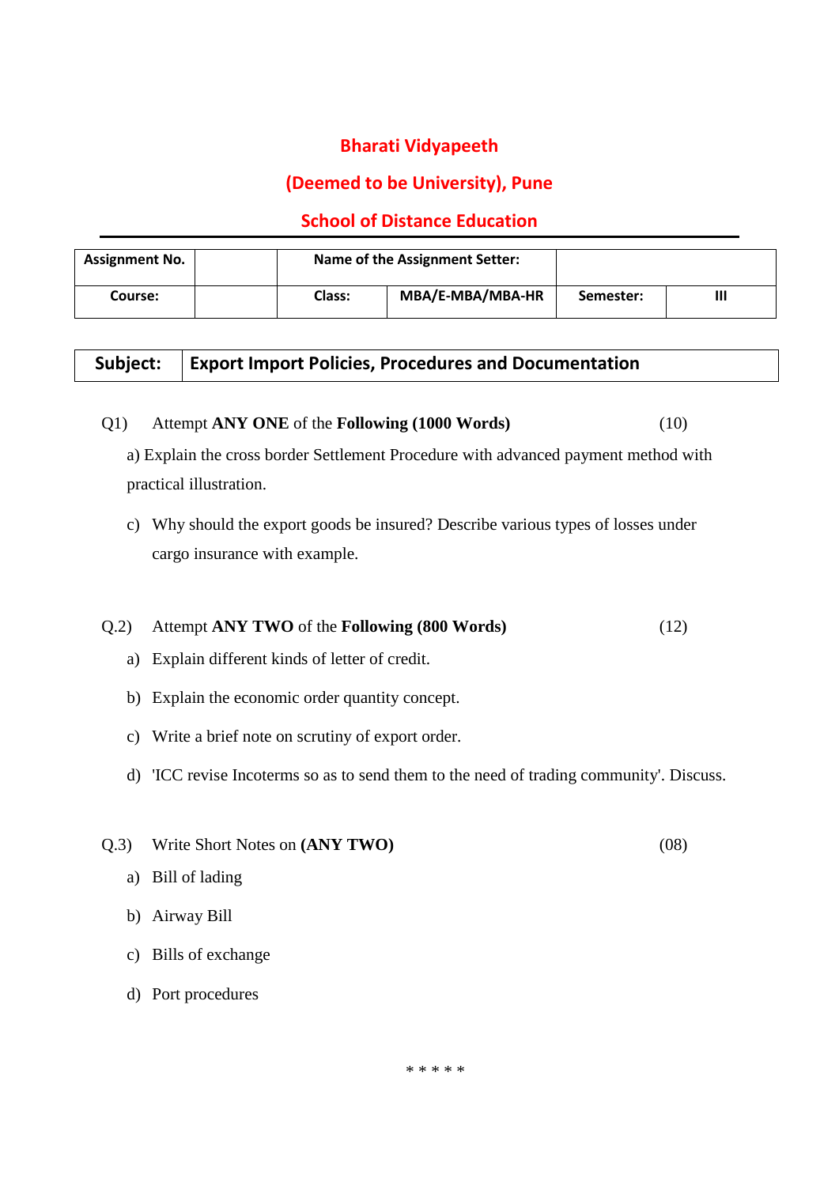# Bharati Vidyapeeth

## (Deemed to be University), Pune

## School of Distance Education

| Assignment No. | | Name of the Assignment Setter: | | | |
|---|---|---|---|---|---|
| Course: | | Class: | MBA/E-MBA/MBA-HR | Semester: | III |

| Subject: | Export Import Policies, Procedures and Documentation |
|---|---|

Q1) Attempt **ANY ONE** of the **Following (1000 Words)** (10)

a) Explain the cross border Settlement Procedure with advanced payment method with practical illustration.

c) Why should the export goods be insured? Describe various types of losses under cargo insurance with example.

Q.2) Attempt **ANY TWO** of the **Following (800 Words)** (12)

a) Explain different kinds of letter of credit.

b) Explain the economic order quantity concept.

c) Write a brief note on scrutiny of export order.

d) 'ICC revise Incoterms so as to send them to the need of trading community'. Discuss.

Q.3) Write Short Notes on **(ANY TWO)** (08)

a) Bill of lading

b) Airway Bill

c) Bills of exchange

d) Port procedures

* * * * *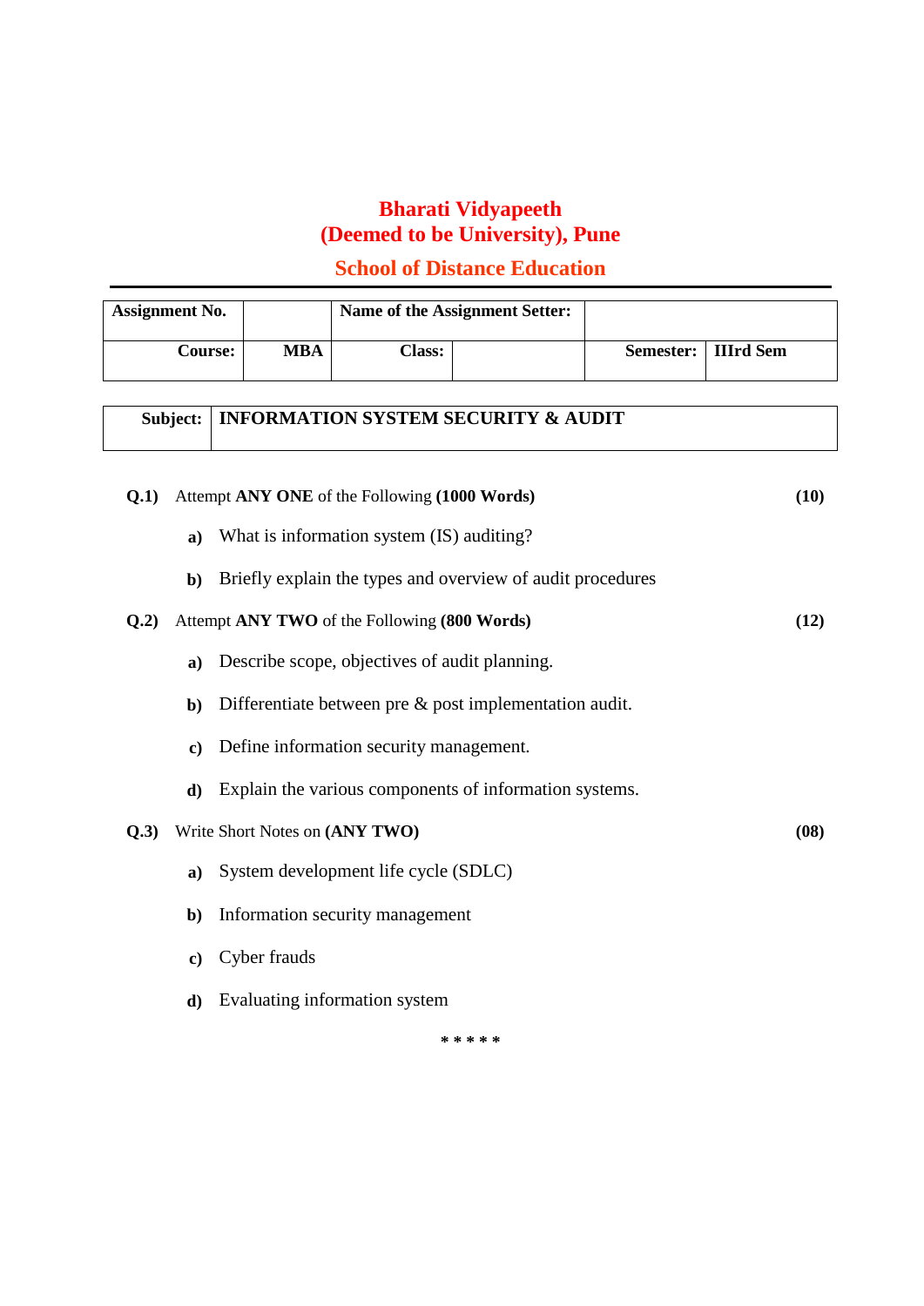# Bharati Vidyapeeth
# (Deemed to be University), Pune
## School of Distance Education

| Assignment No. | | Name of the Assignment Setter: | | | |
|---|---|---|---|---|---|
| Course: | MBA | Class: | | Semester: | IIIrd Sem |

| Subject: | INFORMATION SYSTEM SECURITY & AUDIT |
|---|---|

**Q.1)** Attempt **ANY ONE** of the Following **(1000 Words)** **(10)**

- **a)** What is information system (IS) auditing?
- **b)** Briefly explain the types and overview of audit procedures

**Q.2)** Attempt **ANY TWO** of the Following **(800 Words)** **(12)**

- **a)** Describe scope, objectives of audit planning.
- **b)** Differentiate between pre & post implementation audit.
- **c)** Define information security management.
- **d)** Explain the various components of information systems.

**Q.3)** Write Short Notes on **(ANY TWO)** **(08)**

- **a)** System development life cycle (SDLC)
- **b)** Information security management
- **c)** Cyber frauds
- **d)** Evaluating information system

\* \* \* \* \*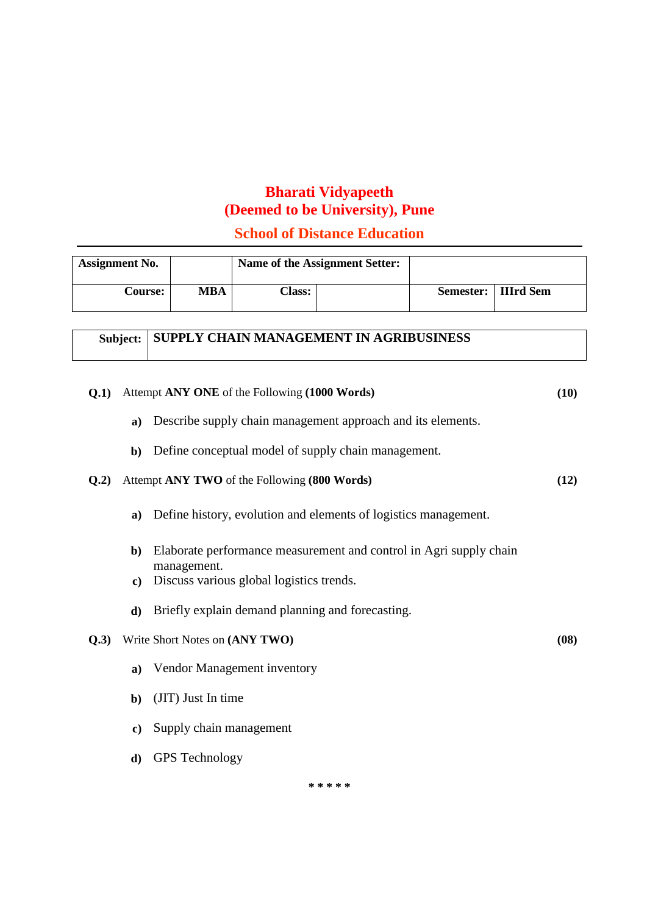# Bharati Vidyapeeth
# (Deemed to be University), Pune

## School of Distance Education

| **Assignment No.** | | **Name of the Assignment Setter:** | | | |
|---|---|---|---|---|---|
| **Course:** | **MBA** | **Class:** | | **Semester:** | **IIIrd Sem** |

| **Subject:** | **SUPPLY CHAIN MANAGEMENT IN AGRIBUSINESS** |
|---|---|

**Q.1)** Attempt **ANY ONE** of the Following **(1000 Words)** **(10)**

**a)** Describe supply chain management approach and its elements.

**b)** Define conceptual model of supply chain management.

**Q.2)** Attempt **ANY TWO** of the Following **(800 Words)** **(12)**

**a)** Define history, evolution and elements of logistics management.

**b)** Elaborate performance measurement and control in Agri supply chain management.

**c)** Discuss various global logistics trends.

**d)** Briefly explain demand planning and forecasting.

**Q.3)** Write Short Notes on **(ANY TWO)** **(08)**

**a)** Vendor Management inventory

**b)** (JIT) Just In time

**c)** Supply chain management

**d)** GPS Technology

\* \* \* \* \*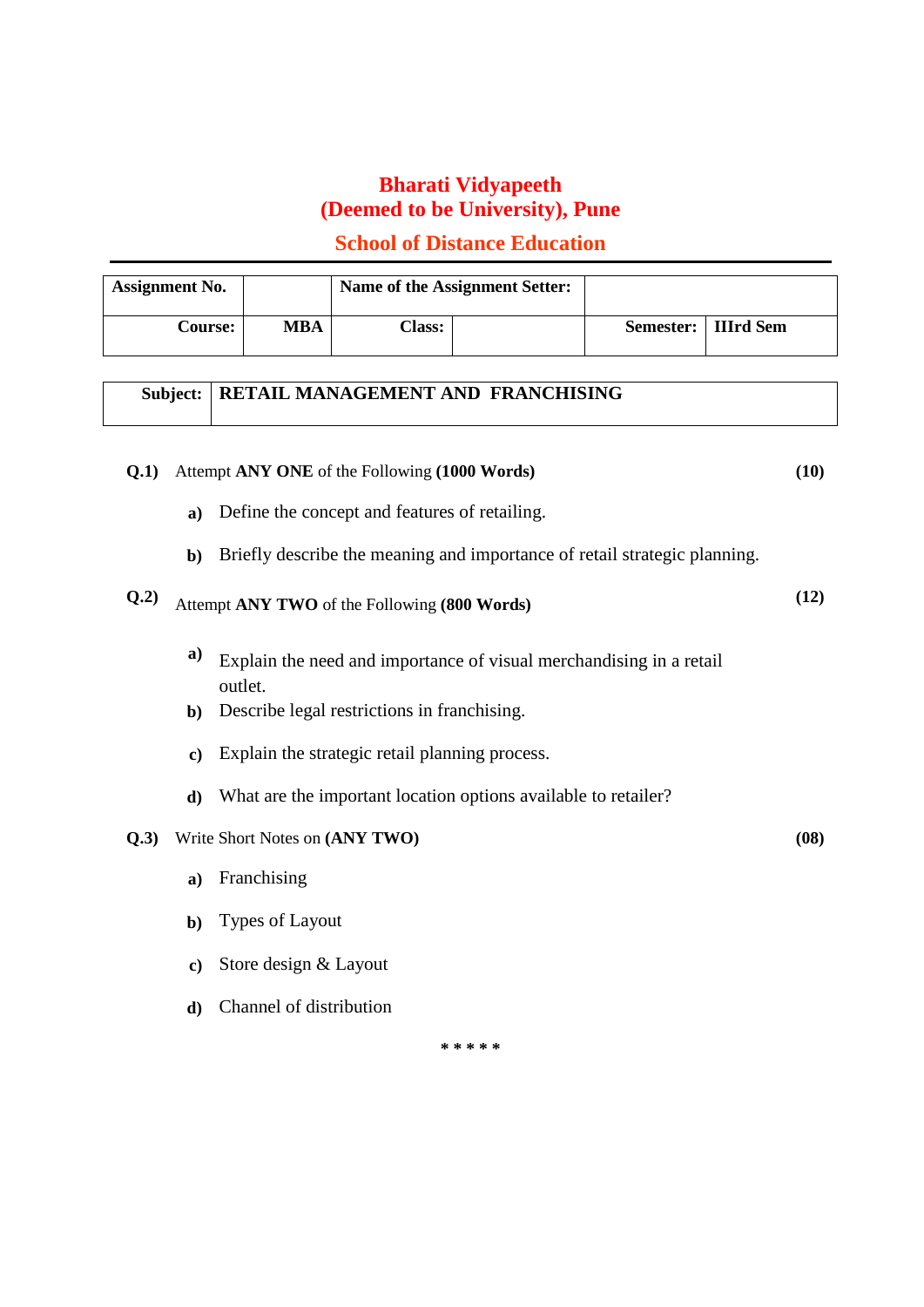# Bharati Vidyapeeth
# (Deemed to be University), Pune
## School of Distance Education

| Assignment No. | | Name of the Assignment Setter: | | | |
|---|---|---|---|---|---|
| Course: | MBA | Class: | | Semester: | IIIrd Sem |

| Subject: | RETAIL MANAGEMENT AND FRANCHISING |
|---|---|

**Q.1)** Attempt **ANY ONE** of the Following **(1000 Words)** **(10)**

**a)** Define the concept and features of retailing.

**b)** Briefly describe the meaning and importance of retail strategic planning.

**Q.2)** Attempt **ANY TWO** of the Following **(800 Words)** **(12)**

**a)** Explain the need and importance of visual merchandising in a retail outlet.

**b)** Describe legal restrictions in franchising.

**c)** Explain the strategic retail planning process.

**d)** What are the important location options available to retailer?

**Q.3)** Write Short Notes on **(ANY TWO)** **(08)**

**a)** Franchising

**b)** Types of Layout

**c)** Store design & Layout

**d)** Channel of distribution

* * * * *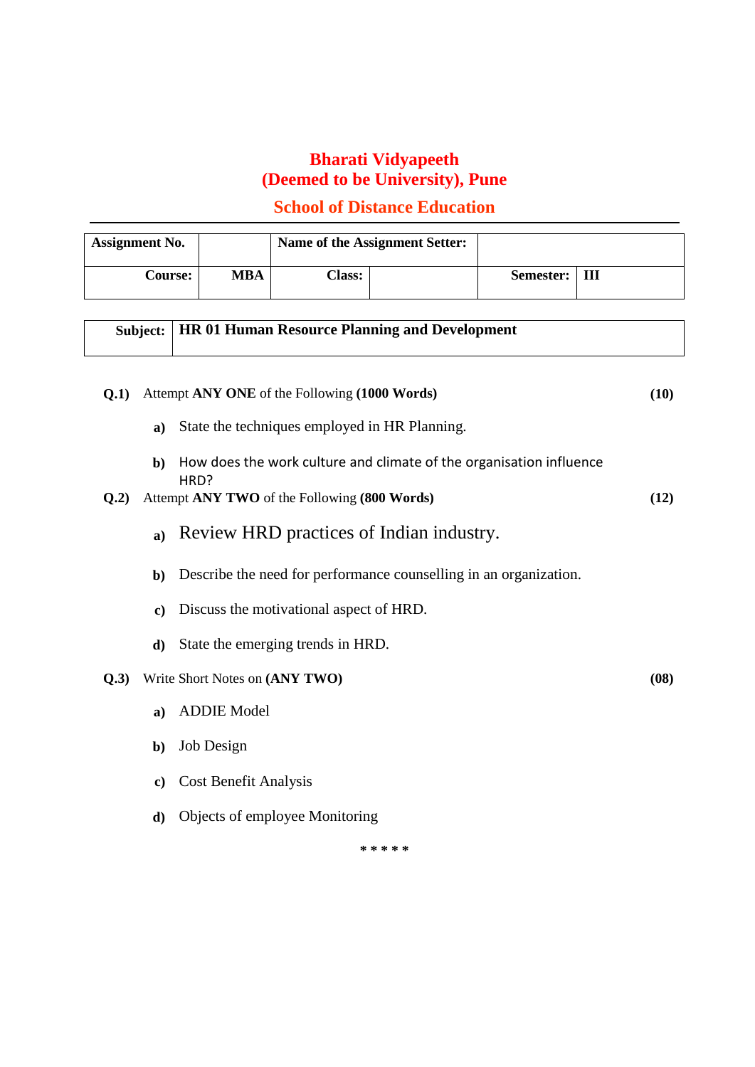# Bharati Vidyapeeth
# (Deemed to be University), Pune
## School of Distance Education

---

| Assignment No. | | Name of the Assignment Setter: | | | |
|---|---|---|---|---|---|
| Course: | MBA | Class: | | Semester: | III |

| Subject: | HR 01 Human Resource Planning and Development |
|---|---|

**Q.1)** Attempt **ANY ONE** of the Following **(1000 Words)** **(10)**

- **a)** State the techniques employed in HR Planning.
- **b)** How does the work culture and climate of the organisation influence HRD?

**Q.2)** Attempt **ANY TWO** of the Following **(800 Words)** **(12)**

- **a)** Review HRD practices of Indian industry.
- **b)** Describe the need for performance counselling in an organization.
- **c)** Discuss the motivational aspect of HRD.
- **d)** State the emerging trends in HRD.

**Q.3)** Write Short Notes on **(ANY TWO)** **(08)**

- **a)** ADDIE Model
- **b)** Job Design
- **c)** Cost Benefit Analysis
- **d)** Objects of employee Monitoring

\* \* \* \* \*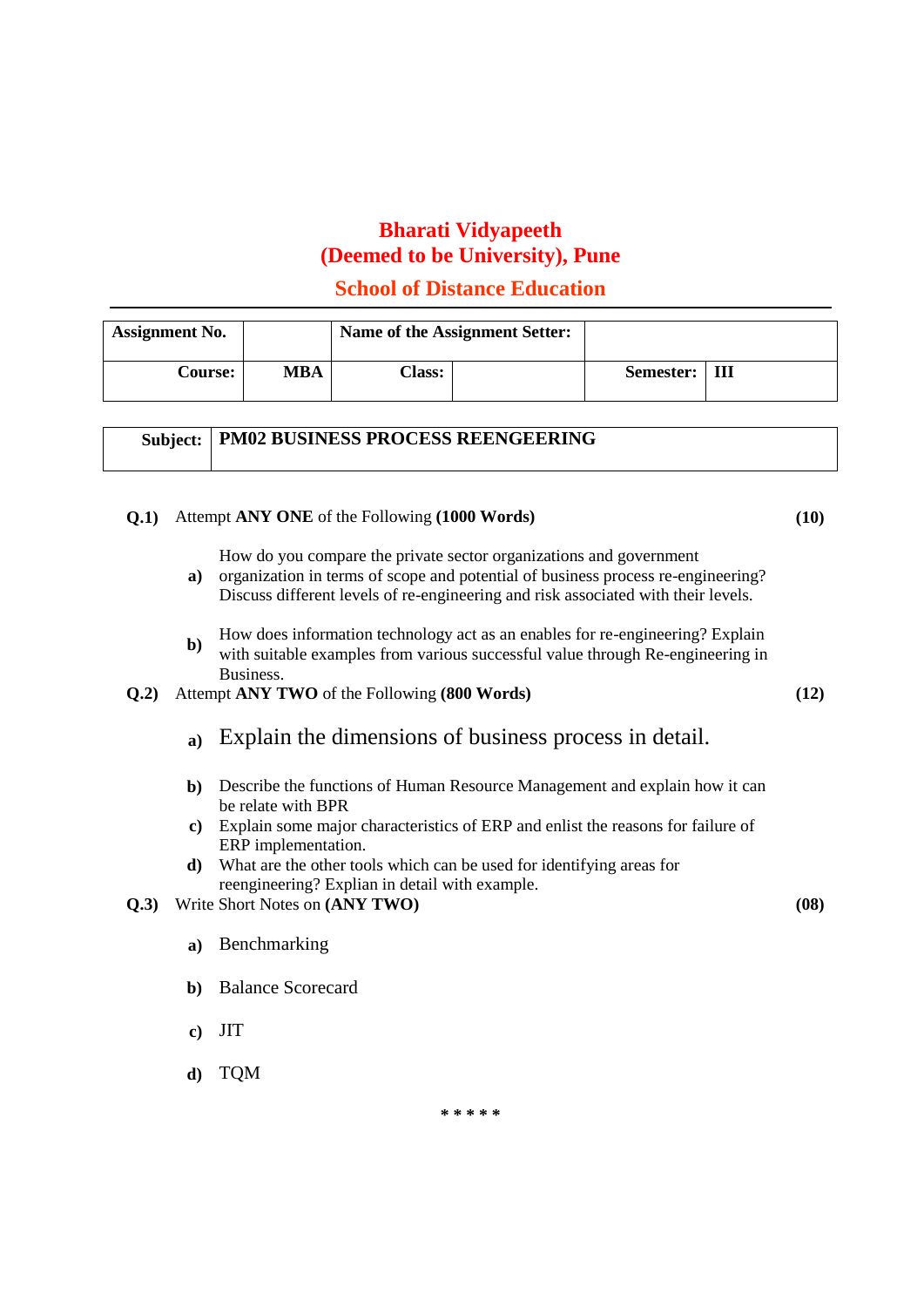# Bharati Vidyapeeth
# (Deemed to be University), Pune
## School of Distance Education

---

| Assignment No. | | Name of the Assignment Setter: | | | |
|---|---|---|---|---|---|
| Course: | MBA | Class: | | Semester: | III |

| Subject: | PM02 BUSINESS PROCESS REENGEERING |
|---|---|

**Q.1)** Attempt **ANY ONE** of the Following **(1000 Words)** **(10)**

**a)** How do you compare the private sector organizations and government organization in terms of scope and potential of business process re-engineering? Discuss different levels of re-engineering and risk associated with their levels.

**b)** How does information technology act as an enables for re-engineering? Explain with suitable examples from various successful value through Re-engineering in Business.

**Q.2)** Attempt **ANY TWO** of the Following **(800 Words)** **(12)**

**a)** Explain the dimensions of business process in detail.

**b)** Describe the functions of Human Resource Management and explain how it can be relate with BPR

**c)** Explain some major characteristics of ERP and enlist the reasons for failure of ERP implementation.

**d)** What are the other tools which can be used for identifying areas for reengineering? Explian in detail with example.

**Q.3)** Write Short Notes on **(ANY TWO)** **(08)**

**a)** Benchmarking

**b)** Balance Scorecard

**c)** JIT

**d)** TQM

\* \* \* \* \*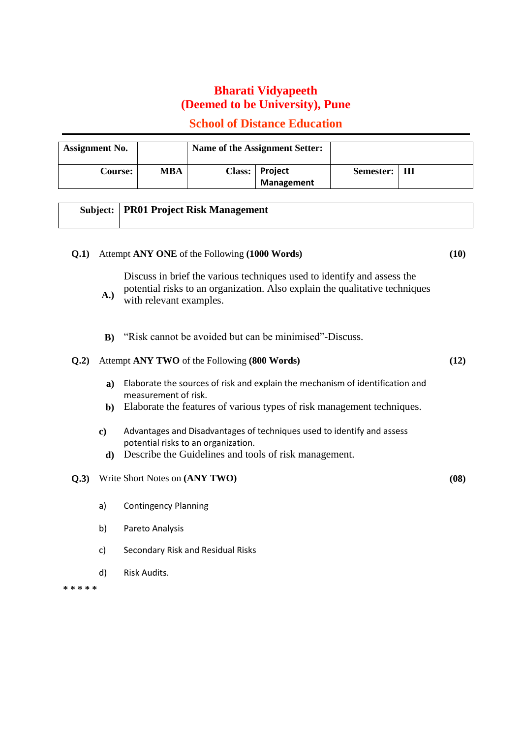# Bharati Vidyapeeth
# (Deemed to be University), Pune
## School of Distance Education

---

| Assignment No. | | Name of the Assignment Setter: | | | |
|---|---|---|---|---|---|
| **Course:** | **MBA** | **Class:** | **Project Management** | **Semester:** | **III** |

| **Subject:** | **PR01 Project Risk Management** |
|---|---|

**Q.1)** Attempt **ANY ONE** of the Following **(1000 Words)** **(10)**

**A.)** Discuss in brief the various techniques used to identify and assess the potential risks to an organization. Also explain the qualitative techniques with relevant examples.

**B)** "Risk cannot be avoided but can be minimised"-Discuss.

**Q.2)** Attempt **ANY TWO** of the Following **(800 Words)** **(12)**

**a)** Elaborate the sources of risk and explain the mechanism of identification and measurement of risk.

**b)** Elaborate the features of various types of risk management techniques.

**c)** Advantages and Disadvantages of techniques used to identify and assess potential risks to an organization.

**d)** Describe the Guidelines and tools of risk management.

**Q.3)** Write Short Notes on **(ANY TWO)** **(08)**

a) Contingency Planning

b) Pareto Analysis

c) Secondary Risk and Residual Risks

d) Risk Audits.

**\* \* \* \* \***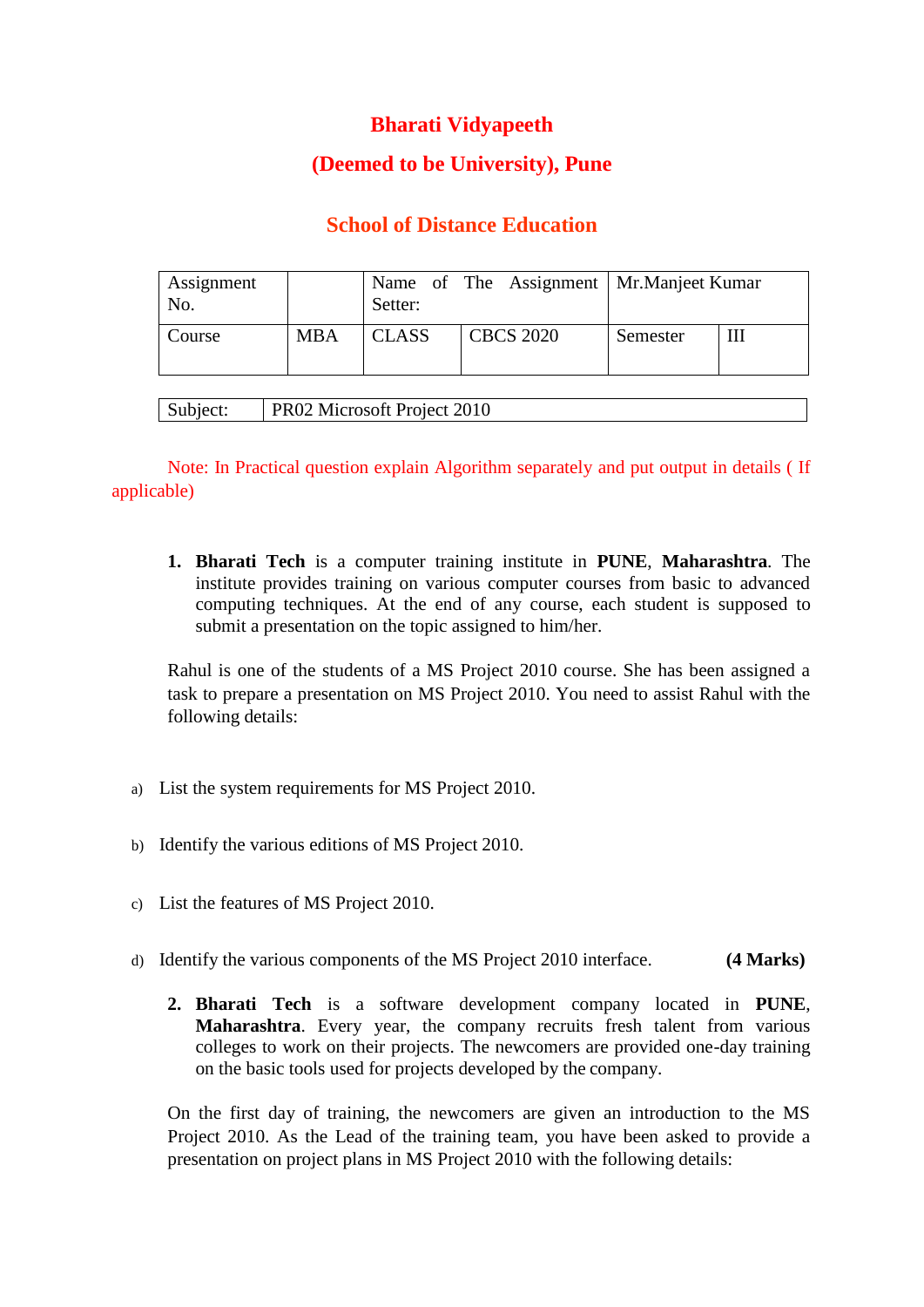# Bharati Vidyapeeth

## (Deemed to be University), Pune

### School of Distance Education

| Assignment No. | | Name of The Assignment Setter: | | Mr.Manjeet Kumar | |
|---|---|---|---|---|---|
| Course | MBA | CLASS | CBCS 2020 | Semester | III |

| Subject: | PR02 Microsoft Project 2010 |
|---|---|

Note: In Practical question explain Algorithm separately and put output in details ( If applicable)

1. **Bharati Tech** is a computer training institute in **PUNE**, **Maharashtra**. The institute provides training on various computer courses from basic to advanced computing techniques. At the end of any course, each student is supposed to submit a presentation on the topic assigned to him/her.

Rahul is one of the students of a MS Project 2010 course. She has been assigned a task to prepare a presentation on MS Project 2010. You need to assist Rahul with the following details:

a) List the system requirements for MS Project 2010.

b) Identify the various editions of MS Project 2010.

c) List the features of MS Project 2010.

d) Identify the various components of the MS Project 2010 interface. **(4 Marks)**

2. **Bharati Tech** is a software development company located in **PUNE**, **Maharashtra**. Every year, the company recruits fresh talent from various colleges to work on their projects. The newcomers are provided one-day training on the basic tools used for projects developed by the company.

On the first day of training, the newcomers are given an introduction to the MS Project 2010. As the Lead of the training team, you have been asked to provide a presentation on project plans in MS Project 2010 with the following details: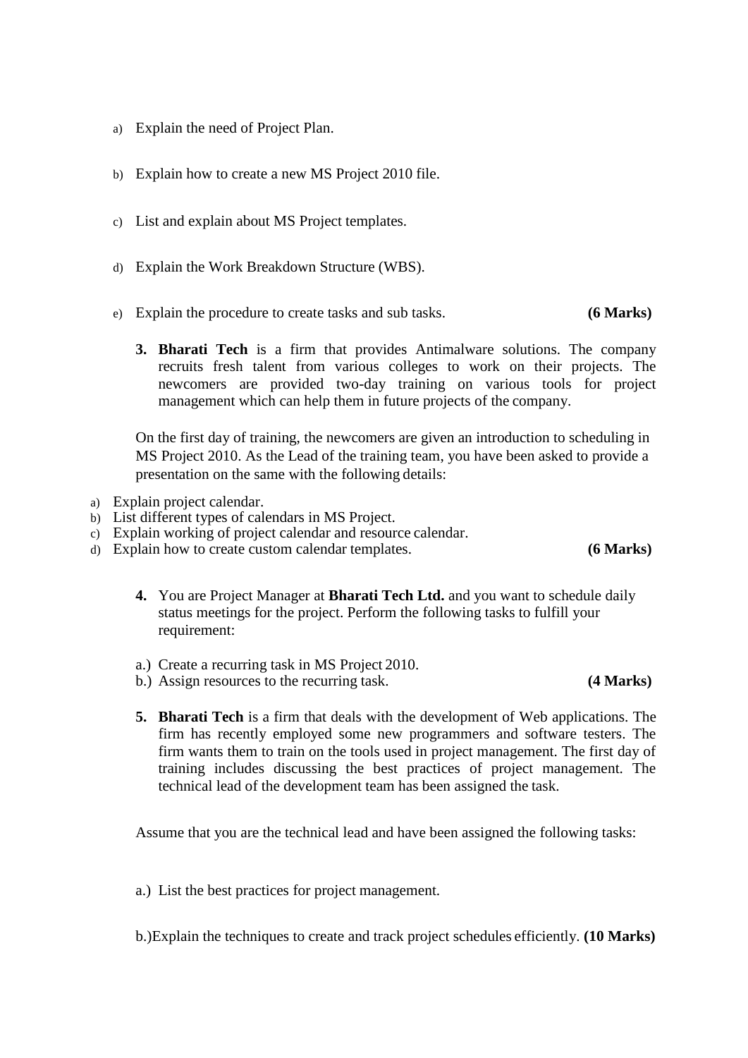a) Explain the need of Project Plan.

b) Explain how to create a new MS Project 2010 file.

c) List and explain about MS Project templates.

d) Explain the Work Breakdown Structure (WBS).

e) Explain the procedure to create tasks and sub tasks. **(6 Marks)**

3. **Bharati Tech** is a firm that provides Antimalware solutions. The company recruits fresh talent from various colleges to work on their projects. The newcomers are provided two-day training on various tools for project management which can help them in future projects of the company.

On the first day of training, the newcomers are given an introduction to scheduling in MS Project 2010. As the Lead of the training team, you have been asked to provide a presentation on the same with the following details:

a) Explain project calendar.
b) List different types of calendars in MS Project.
c) Explain working of project calendar and resource calendar.
d) Explain how to create custom calendar templates. **(6 Marks)**

4. You are Project Manager at **Bharati Tech Ltd.** and you want to schedule daily status meetings for the project. Perform the following tasks to fulfill your requirement:

a.) Create a recurring task in MS Project 2010.
b.) Assign resources to the recurring task. **(4 Marks)**

5. **Bharati Tech** is a firm that deals with the development of Web applications. The firm has recently employed some new programmers and software testers. The firm wants them to train on the tools used in project management. The first day of training includes discussing the best practices of project management. The technical lead of the development team has been assigned the task.

Assume that you are the technical lead and have been assigned the following tasks:

a.) List the best practices for project management.

b.) Explain the techniques to create and track project schedules efficiently. **(10 Marks)**